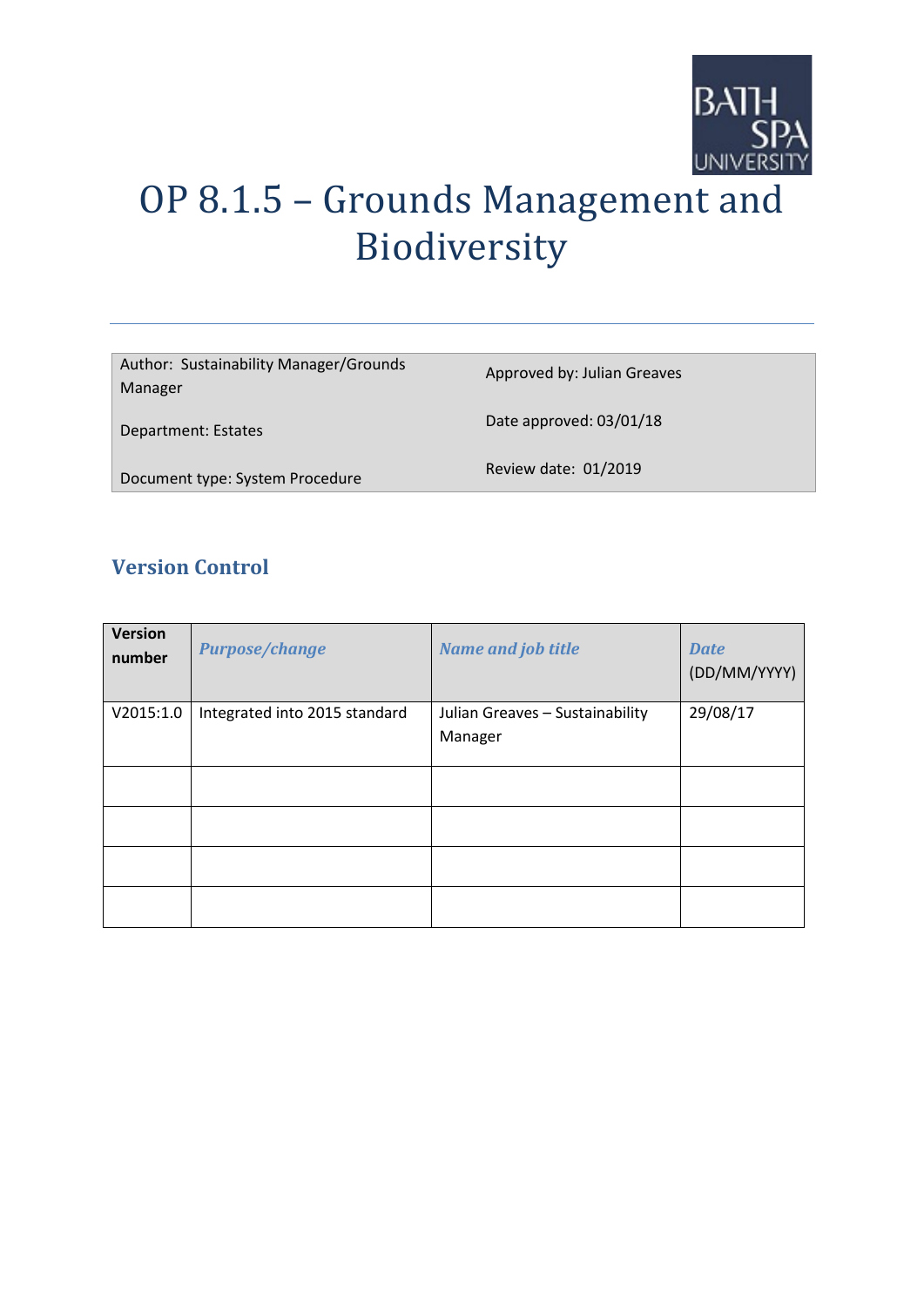# OP 8.1.5 – Grounds Management and Biodiversity

| Author: Sustainability Manager/Grounds Manager | Approved by: Julian Greaves |
|---|---|
| Department: Estates | Date approved: 03/01/18 |
| Document type: System Procedure | Review date: 01/2019 |

## Version Control

| Version number | *Purpose/change* | *Name and job title* | *Date* (DD/MM/YYYY) |
|---|---|---|---|
| V2015:1.0 | Integrated into 2015 standard | Julian Greaves – Sustainability Manager | 29/08/17 |
| | | | |
| | | | |
| | | | |
| | | | |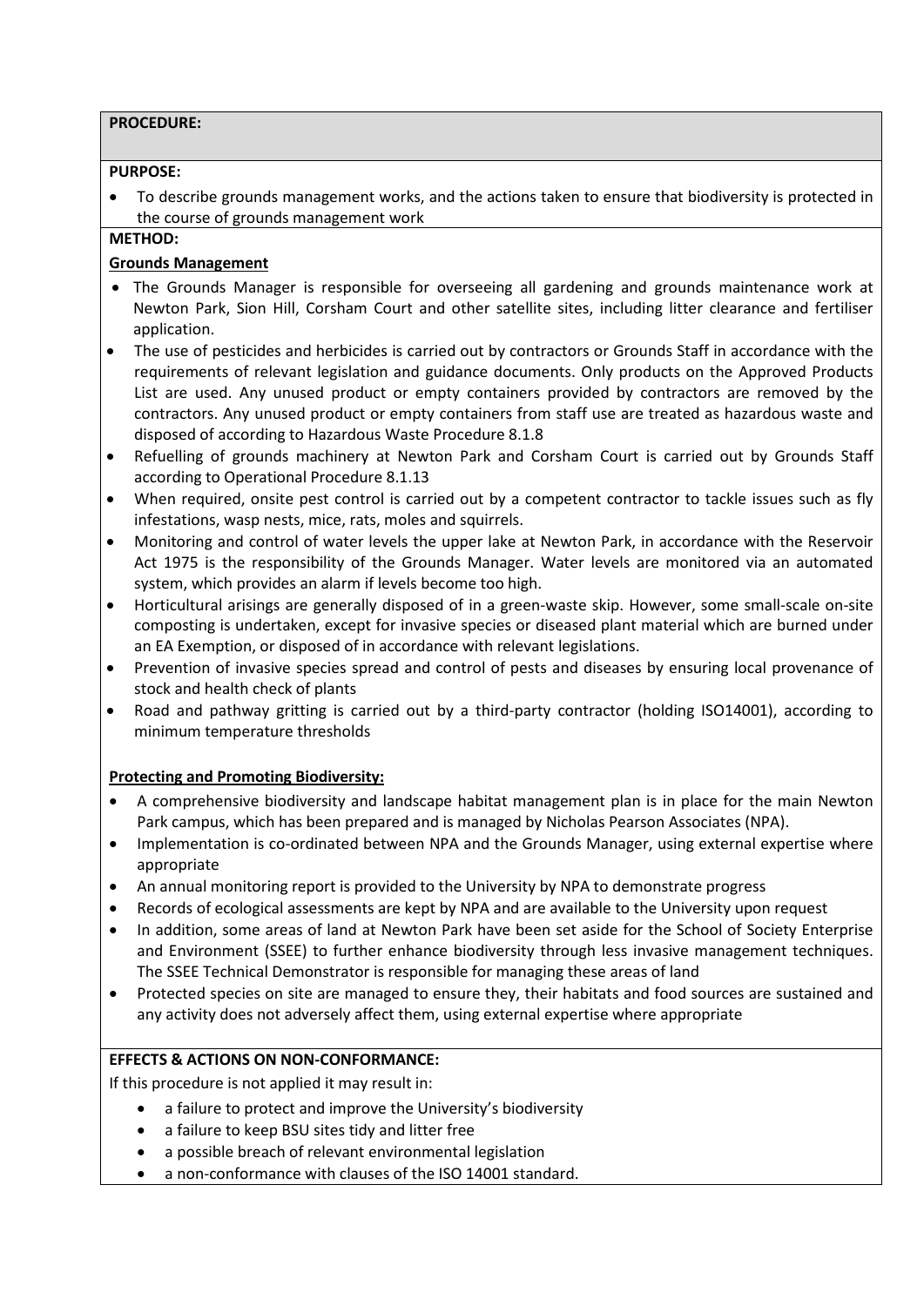**PROCEDURE:**

**PURPOSE:**

- To describe grounds management works, and the actions taken to ensure that biodiversity is protected in the course of grounds management work

**METHOD:**

**Grounds Management**

- The Grounds Manager is responsible for overseeing all gardening and grounds maintenance work at Newton Park, Sion Hill, Corsham Court and other satellite sites, including litter clearance and fertiliser application.
- The use of pesticides and herbicides is carried out by contractors or Grounds Staff in accordance with the requirements of relevant legislation and guidance documents. Only products on the Approved Products List are used. Any unused product or empty containers provided by contractors are removed by the contractors. Any unused product or empty containers from staff use are treated as hazardous waste and disposed of according to Hazardous Waste Procedure 8.1.8
- Refuelling of grounds machinery at Newton Park and Corsham Court is carried out by Grounds Staff according to Operational Procedure 8.1.13
- When required, onsite pest control is carried out by a competent contractor to tackle issues such as fly infestations, wasp nests, mice, rats, moles and squirrels.
- Monitoring and control of water levels the upper lake at Newton Park, in accordance with the Reservoir Act 1975 is the responsibility of the Grounds Manager. Water levels are monitored via an automated system, which provides an alarm if levels become too high.
- Horticultural arisings are generally disposed of in a green-waste skip. However, some small-scale on-site composting is undertaken, except for invasive species or diseased plant material which are burned under an EA Exemption, or disposed of in accordance with relevant legislations.
- Prevention of invasive species spread and control of pests and diseases by ensuring local provenance of stock and health check of plants
- Road and pathway gritting is carried out by a third-party contractor (holding ISO14001), according to minimum temperature thresholds

**Protecting and Promoting Biodiversity:**

- A comprehensive biodiversity and landscape habitat management plan is in place for the main Newton Park campus, which has been prepared and is managed by Nicholas Pearson Associates (NPA).
- Implementation is co-ordinated between NPA and the Grounds Manager, using external expertise where appropriate
- An annual monitoring report is provided to the University by NPA to demonstrate progress
- Records of ecological assessments are kept by NPA and are available to the University upon request
- In addition, some areas of land at Newton Park have been set aside for the School of Society Enterprise and Environment (SSEE) to further enhance biodiversity through less invasive management techniques. The SSEE Technical Demonstrator is responsible for managing these areas of land
- Protected species on site are managed to ensure they, their habitats and food sources are sustained and any activity does not adversely affect them, using external expertise where appropriate

**EFFECTS & ACTIONS ON NON-CONFORMANCE:**

If this procedure is not applied it may result in:

- a failure to protect and improve the University's biodiversity
- a failure to keep BSU sites tidy and litter free
- a possible breach of relevant environmental legislation
- a non-conformance with clauses of the ISO 14001 standard.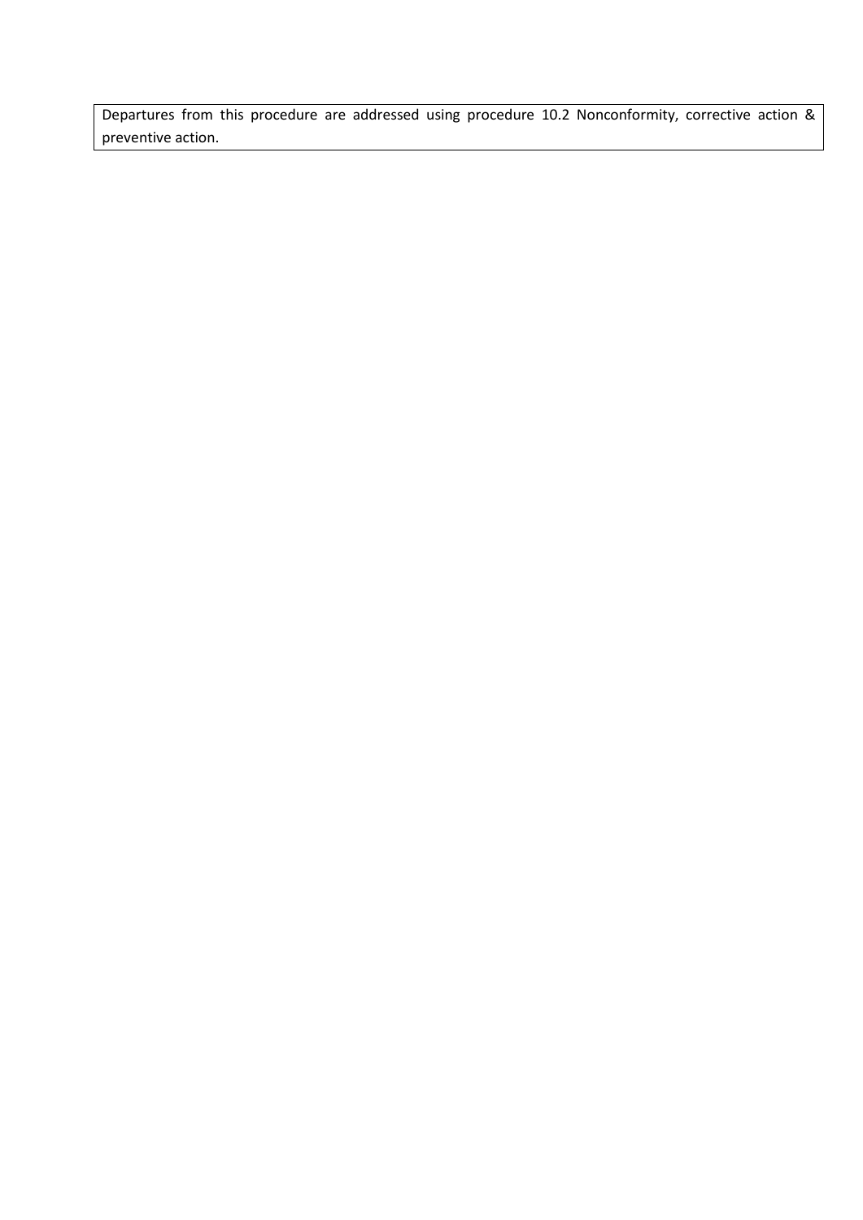Departures from this procedure are addressed using procedure 10.2 Nonconformity, corrective action & preventive action.